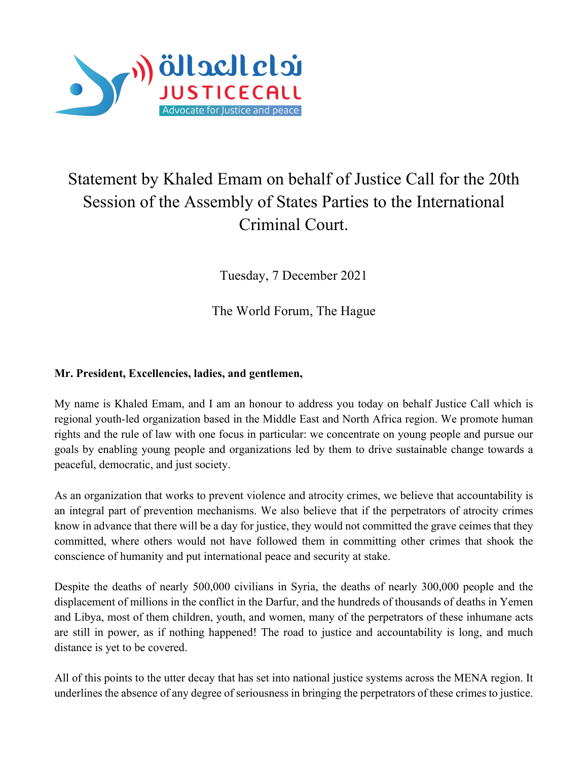نداء العدالة
JUSTICECALL
Advocate for Justice and peace

# Statement by Khaled Emam on behalf of Justice Call for the 20th Session of the Assembly of States Parties to the International Criminal Court.

Tuesday, 7 December 2021

The World Forum, The Hague

**Mr. President, Excellencies, ladies, and gentlemen,**

My name is Khaled Emam, and I am an honour to address you today on behalf Justice Call which is regional youth-led organization based in the Middle East and North Africa region. We promote human rights and the rule of law with one focus in particular: we concentrate on young people and pursue our goals by enabling young people and organizations led by them to drive sustainable change towards a peaceful, democratic, and just society.

As an organization that works to prevent violence and atrocity crimes, we believe that accountability is an integral part of prevention mechanisms. We also believe that if the perpetrators of atrocity crimes know in advance that there will be a day for justice, they would not committed the grave ceimes that they committed, where others would not have followed them in committing other crimes that shook the conscience of humanity and put international peace and security at stake.

Despite the deaths of nearly 500,000 civilians in Syria, the deaths of nearly 300,000 people and the displacement of millions in the conflict in the Darfur, and the hundreds of thousands of deaths in Yemen and Libya, most of them children, youth, and women, many of the perpetrators of these inhumane acts are still in power, as if nothing happened! The road to justice and accountability is long, and much distance is yet to be covered.

All of this points to the utter decay that has set into national justice systems across the MENA region. It underlines the absence of any degree of seriousness in bringing the perpetrators of these crimes to justice.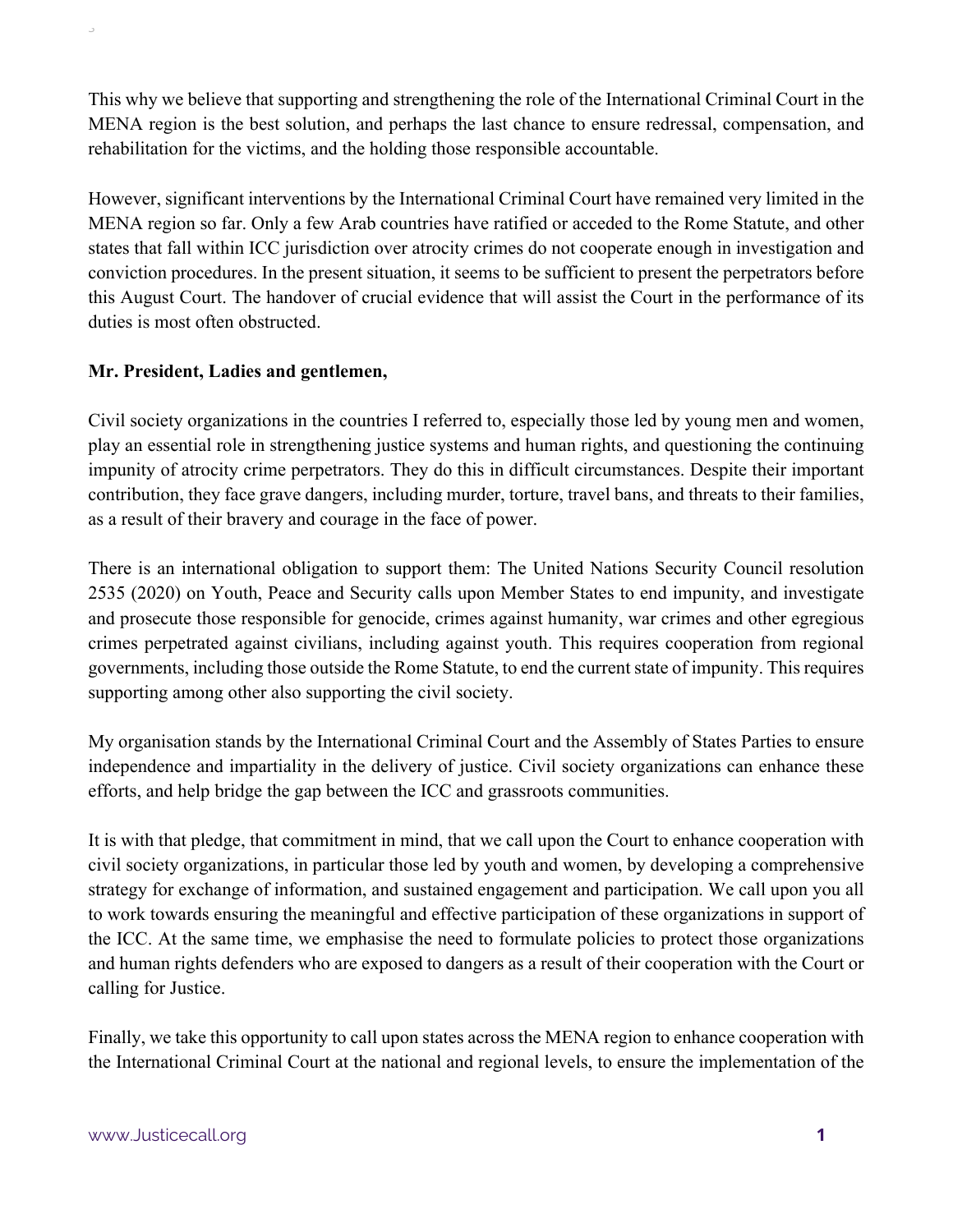This why we believe that supporting and strengthening the role of the International Criminal Court in the MENA region is the best solution, and perhaps the last chance to ensure redressal, compensation, and rehabilitation for the victims, and the holding those responsible accountable.

However, significant interventions by the International Criminal Court have remained very limited in the MENA region so far. Only a few Arab countries have ratified or acceded to the Rome Statute, and other states that fall within ICC jurisdiction over atrocity crimes do not cooperate enough in investigation and conviction procedures. In the present situation, it seems to be sufficient to present the perpetrators before this August Court. The handover of crucial evidence that will assist the Court in the performance of its duties is most often obstructed.

**Mr. President, Ladies and gentlemen,**

Civil society organizations in the countries I referred to, especially those led by young men and women, play an essential role in strengthening justice systems and human rights, and questioning the continuing impunity of atrocity crime perpetrators. They do this in difficult circumstances. Despite their important contribution, they face grave dangers, including murder, torture, travel bans, and threats to their families, as a result of their bravery and courage in the face of power.

There is an international obligation to support them: The United Nations Security Council resolution 2535 (2020) on Youth, Peace and Security calls upon Member States to end impunity, and investigate and prosecute those responsible for genocide, crimes against humanity, war crimes and other egregious crimes perpetrated against civilians, including against youth. This requires cooperation from regional governments, including those outside the Rome Statute, to end the current state of impunity. This requires supporting among other also supporting the civil society.

My organisation stands by the International Criminal Court and the Assembly of States Parties to ensure independence and impartiality in the delivery of justice. Civil society organizations can enhance these efforts, and help bridge the gap between the ICC and grassroots communities.

It is with that pledge, that commitment in mind, that we call upon the Court to enhance cooperation with civil society organizations, in particular those led by youth and women, by developing a comprehensive strategy for exchange of information, and sustained engagement and participation. We call upon you all to work towards ensuring the meaningful and effective participation of these organizations in support of the ICC. At the same time, we emphasise the need to formulate policies to protect those organizations and human rights defenders who are exposed to dangers as a result of their cooperation with the Court or calling for Justice.

Finally, we take this opportunity to call upon states across the MENA region to enhance cooperation with the International Criminal Court at the national and regional levels, to ensure the implementation of the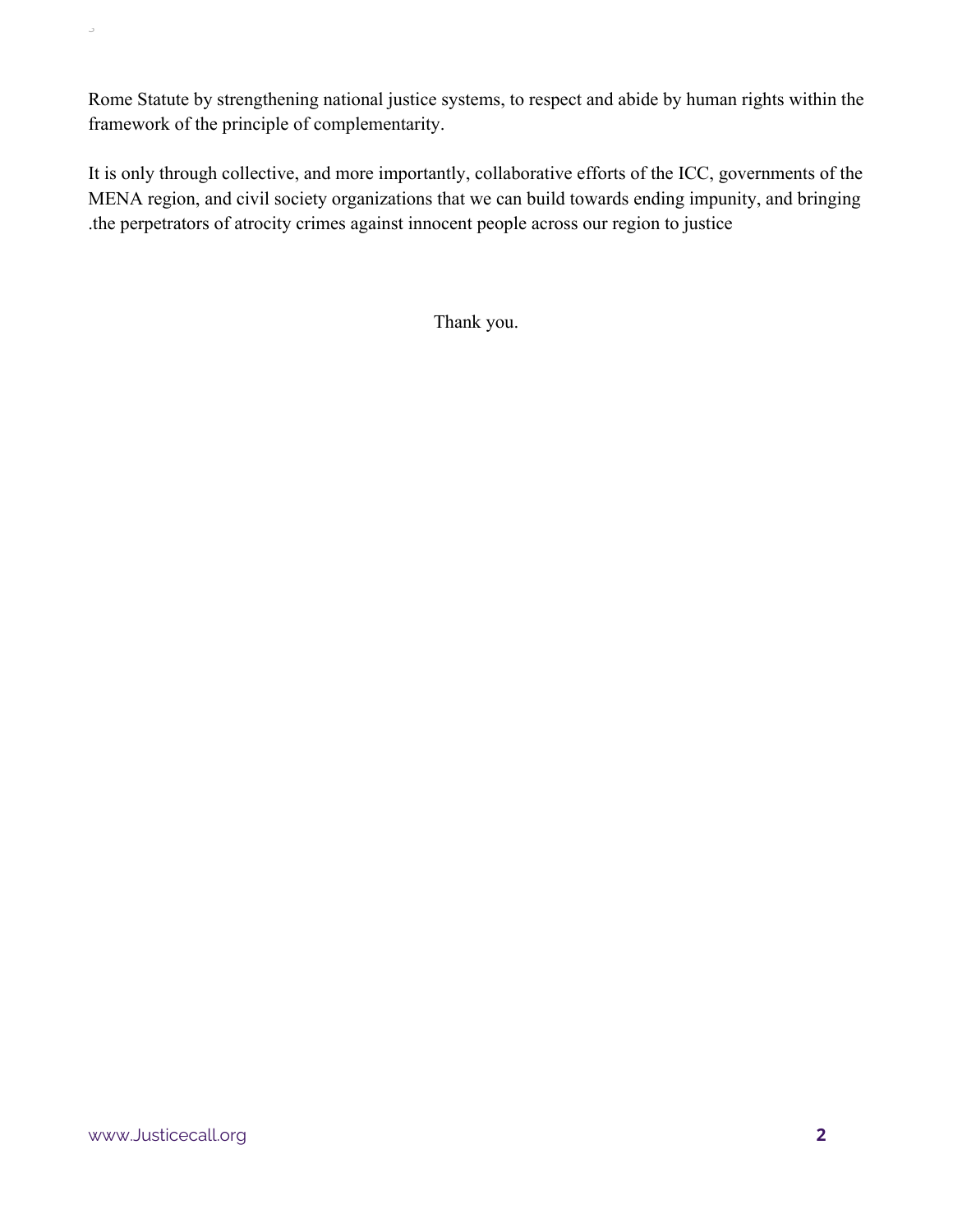Rome Statute by strengthening national justice systems, to respect and abide by human rights within the framework of the principle of complementarity.

It is only through collective, and more importantly, collaborative efforts of the ICC, governments of the MENA region, and civil society organizations that we can build towards ending impunity, and bringing .the perpetrators of atrocity crimes against innocent people across our region to justice

Thank you.